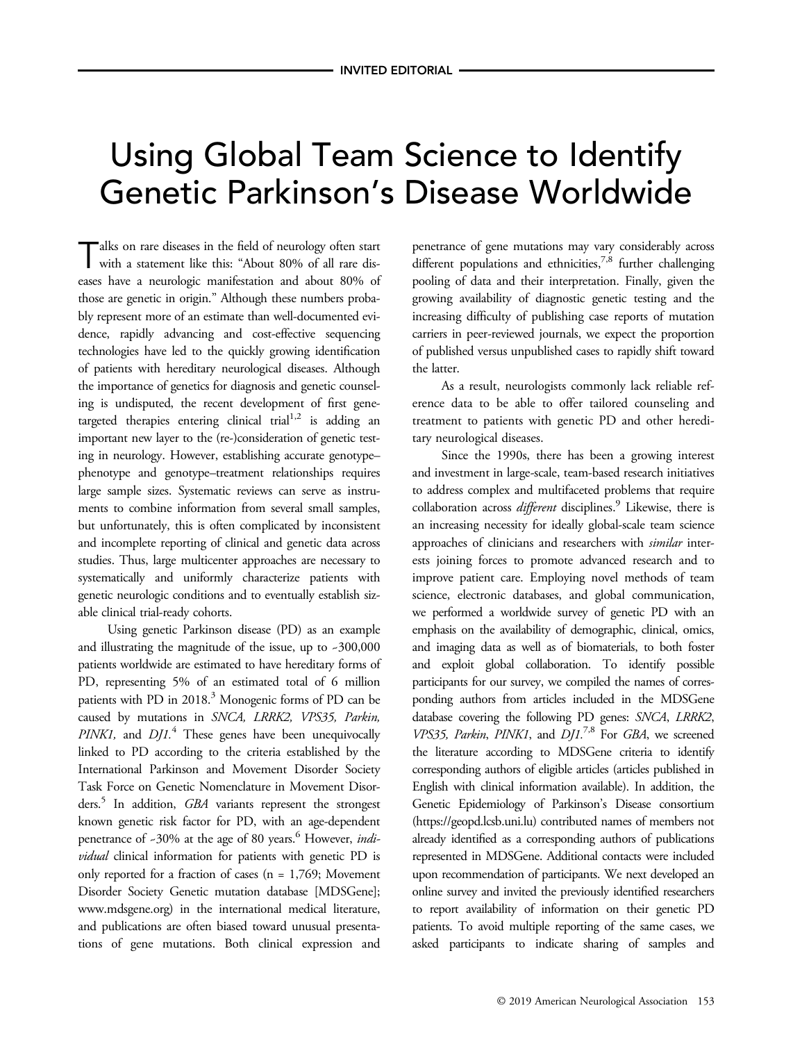INVITED EDITORIAL

# Using Global Team Science to Identify Genetic Parkinson's Disease Worldwide

Talks on rare diseases in the field of neurology often start with a statement like this: "About 80% of all rare diseases have a neurologic manifestation and about 80% of those are genetic in origin." Although these numbers probably represent more of an estimate than well-documented evidence, rapidly advancing and cost-effective sequencing technologies have led to the quickly growing identification of patients with hereditary neurological diseases. Although the importance of genetics for diagnosis and genetic counseling is undisputed, the recent development of first gene-targeted therapies entering clinical trial[1,2] is adding an important new layer to the (re-)consideration of genetic testing in neurology. However, establishing accurate genotype–phenotype and genotype–treatment relationships requires large sample sizes. Systematic reviews can serve as instruments to combine information from several small samples, but unfortunately, this is often complicated by inconsistent and incomplete reporting of clinical and genetic data across studies. Thus, large multicenter approaches are necessary to systematically and uniformly characterize patients with genetic neurologic conditions and to eventually establish sizable clinical trial-ready cohorts.

Using genetic Parkinson disease (PD) as an example and illustrating the magnitude of the issue, up to ~300,000 patients worldwide are estimated to have hereditary forms of PD, representing 5% of an estimated total of 6 million patients with PD in 2018.[3] Monogenic forms of PD can be caused by mutations in *SNCA, LRRK2, VPS35, Parkin, PINK1,* and *DJ1*.[4] These genes have been unequivocally linked to PD according to the criteria established by the International Parkinson and Movement Disorder Society Task Force on Genetic Nomenclature in Movement Disorders.[5] In addition, *GBA* variants represent the strongest known genetic risk factor for PD, with an age-dependent penetrance of ~30% at the age of 80 years.[6] However, *individual* clinical information for patients with genetic PD is only reported for a fraction of cases (n = 1,769; Movement Disorder Society Genetic mutation database [MDSGene]; www.mdsgene.org) in the international medical literature, and publications are often biased toward unusual presentations of gene mutations. Both clinical expression and penetrance of gene mutations may vary considerably across different populations and ethnicities,[7,8] further challenging pooling of data and their interpretation. Finally, given the growing availability of diagnostic genetic testing and the increasing difficulty of publishing case reports of mutation carriers in peer-reviewed journals, we expect the proportion of published versus unpublished cases to rapidly shift toward the latter.

As a result, neurologists commonly lack reliable reference data to be able to offer tailored counseling and treatment to patients with genetic PD and other hereditary neurological diseases.

Since the 1990s, there has been a growing interest and investment in large-scale, team-based research initiatives to address complex and multifaceted problems that require collaboration across *different* disciplines.[9] Likewise, there is an increasing necessity for ideally global-scale team science approaches of clinicians and researchers with *similar* interests joining forces to promote advanced research and to improve patient care. Employing novel methods of team science, electronic databases, and global communication, we performed a worldwide survey of genetic PD with an emphasis on the availability of demographic, clinical, omics, and imaging data as well as of biomaterials, to both foster and exploit global collaboration. To identify possible participants for our survey, we compiled the names of corresponding authors from articles included in the MDSGene database covering the following PD genes: *SNCA*, *LRRK2*, *VPS35, Parkin*, *PINK1*, and *DJ1*.[7,8] For *GBA*, we screened the literature according to MDSGene criteria to identify corresponding authors of eligible articles (articles published in English with clinical information available). In addition, the Genetic Epidemiology of Parkinson's Disease consortium (https://geopd.lcsb.uni.lu) contributed names of members not already identified as a corresponding authors of publications represented in MDSGene. Additional contacts were included upon recommendation of participants. We next developed an online survey and invited the previously identified researchers to report availability of information on their genetic PD patients. To avoid multiple reporting of the same cases, we asked participants to indicate sharing of samples and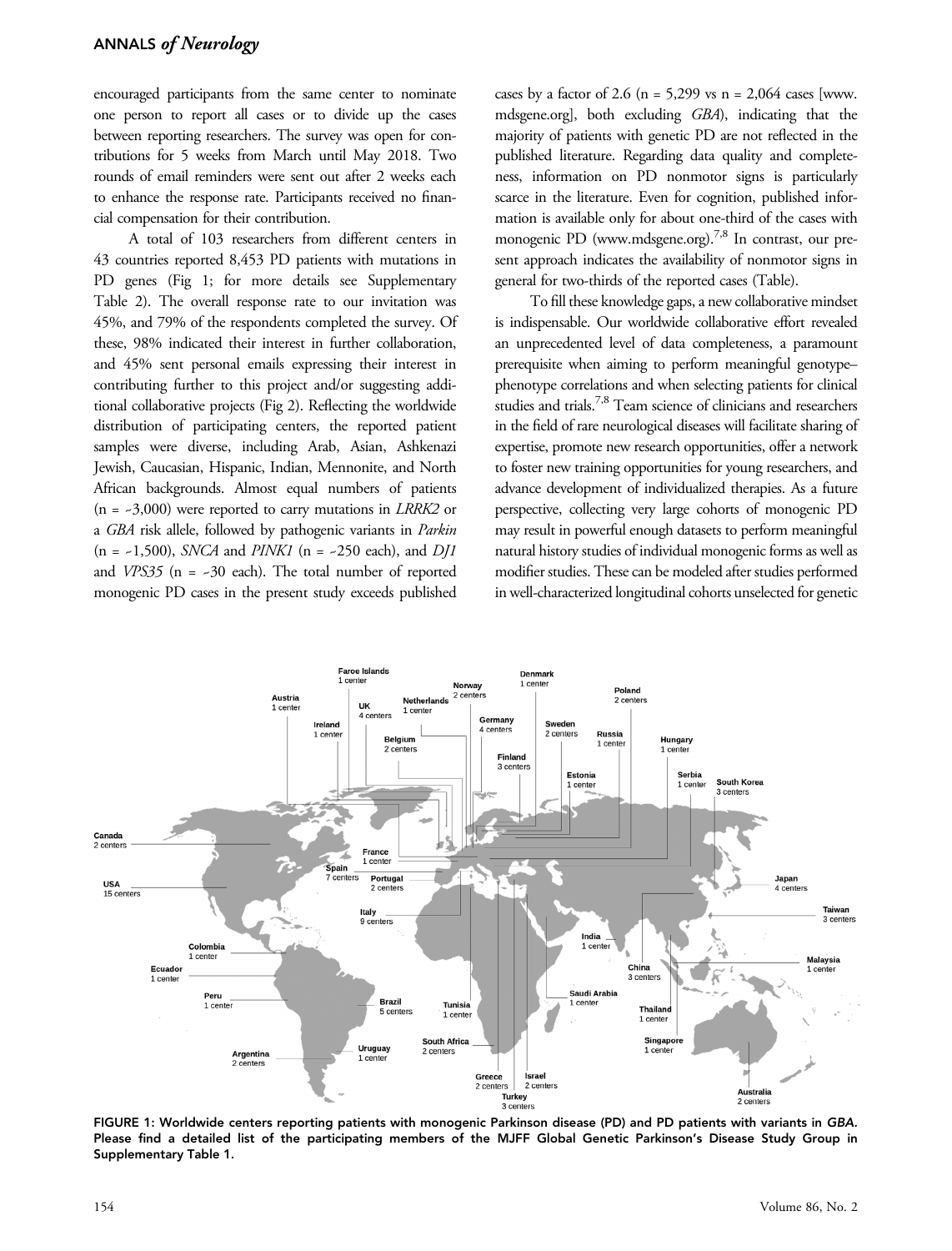encouraged participants from the same center to nominate one person to report all cases or to divide up the cases between reporting researchers. The survey was open for contributions for 5 weeks from March until May 2018. Two rounds of email reminders were sent out after 2 weeks each to enhance the response rate. Participants received no financial compensation for their contribution.

A total of 103 researchers from different centers in 43 countries reported 8,453 PD patients with mutations in PD genes (Fig 1; for more details see Supplementary Table 2). The overall response rate to our invitation was 45%, and 79% of the respondents completed the survey. Of these, 98% indicated their interest in further collaboration, and 45% sent personal emails expressing their interest in contributing further to this project and/or suggesting additional collaborative projects (Fig 2). Reflecting the worldwide distribution of participating centers, the reported patient samples were diverse, including Arab, Asian, Ashkenazi Jewish, Caucasian, Hispanic, Indian, Mennonite, and North African backgrounds. Almost equal numbers of patients (n = ~3,000) were reported to carry mutations in *LRRK2* or a *GBA* risk allele, followed by pathogenic variants in *Parkin* (n = ~1,500), *SNCA* and *PINK1* (n = ~250 each), and *DJ1* and *VPS35* (n = ~30 each). The total number of reported monogenic PD cases in the present study exceeds published cases by a factor of 2.6 (n = 5,299 vs n = 2,064 cases [www.mdsgene.org], both excluding *GBA*), indicating that the majority of patients with genetic PD are not reflected in the published literature. Regarding data quality and completeness, information on PD nonmotor signs is particularly scarce in the literature. Even for cognition, published information is available only for about one-third of the cases with monogenic PD (www.mdsgene.org).[7,8] In contrast, our present approach indicates the availability of nonmotor signs in general for two-thirds of the reported cases (Table).

To fill these knowledge gaps, a new collaborative mindset is indispensable. Our worldwide collaborative effort revealed an unprecedented level of data completeness, a paramount prerequisite when aiming to perform meaningful genotype–phenotype correlations and when selecting patients for clinical studies and trials.[7,8] Team science of clinicians and researchers in the field of rare neurological diseases will facilitate sharing of expertise, promote new research opportunities, offer a network to foster new training opportunities for young researchers, and advance development of individualized therapies. As a future perspective, collecting very large cohorts of monogenic PD may result in powerful enough datasets to perform meaningful natural history studies of individual monogenic forms as well as modifier studies. These can be modeled after studies performed in well-characterized longitudinal cohorts unselected for genetic

**FIGURE 1: Worldwide centers reporting patients with monogenic Parkinson disease (PD) and PD patients with variants in *GBA*. Please find a detailed list of the participating members of the MJFF Global Genetic Parkinson's Disease Study Group in Supplementary Table 1.**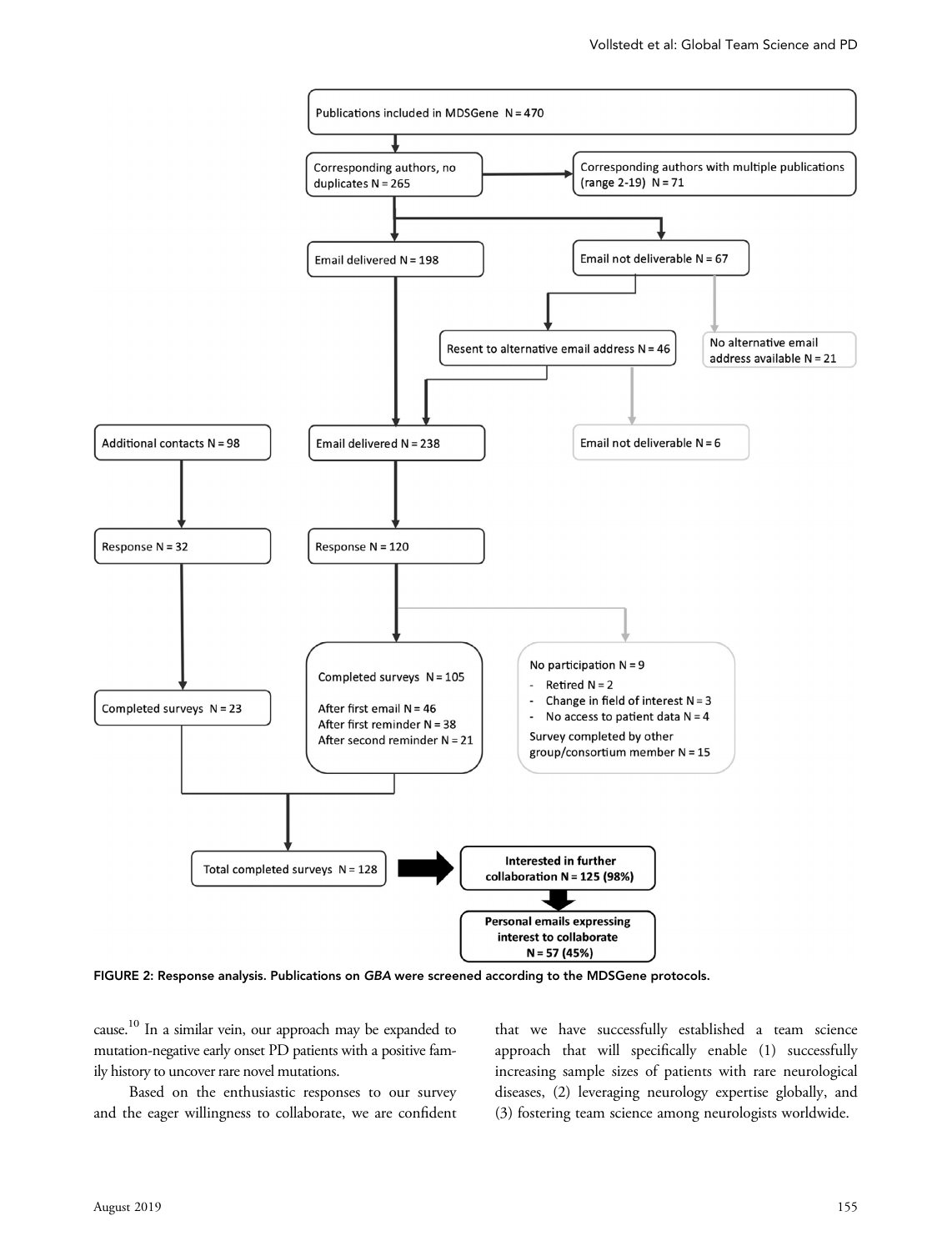Publications included in MDSGene N = 470

Corresponding authors, no duplicates N = 265

Corresponding authors with multiple publications (range 2-19) N = 71

Email delivered N = 198

Email not deliverable N = 67

Resent to alternative email address N = 46

No alternative email address available N = 21

Additional contacts N = 98

Email delivered N = 238

Email not deliverable N = 6

Response N = 32

Response N = 120

Completed surveys N = 105

After first email N = 46
After first reminder N = 38
After second reminder N = 21

No participation N = 9
- Retired N = 2
- Change in field of interest N = 3
- No access to patient data N = 4

Survey completed by other group/consortium member N = 15

Completed surveys N = 23

Total completed surveys N = 128

**Interested in further collaboration N = 125 (98%)**

**Personal emails expressing interest to collaborate N = 57 (45%)**

**FIGURE 2: Response analysis. Publications on *GBA* were screened according to the MDSGene protocols.**

cause.[10] In a similar vein, our approach may be expanded to mutation-negative early onset PD patients with a positive family history to uncover rare novel mutations.

Based on the enthusiastic responses to our survey and the eager willingness to collaborate, we are confident that we have successfully established a team science approach that will specifically enable (1) successfully increasing sample sizes of patients with rare neurological diseases, (2) leveraging neurology expertise globally, and (3) fostering team science among neurologists worldwide.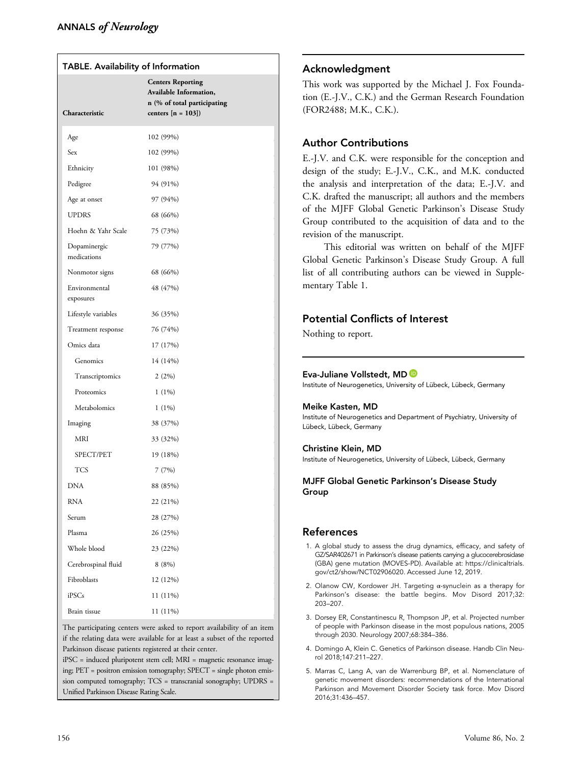**TABLE. Availability of Information**

| Characteristic | Centers Reporting Available Information, n (% of total participating centers [n = 103]) |
|---|---|
| Age | 102 (99%) |
| Sex | 102 (99%) |
| Ethnicity | 101 (98%) |
| Pedigree | 94 (91%) |
| Age at onset | 97 (94%) |
| UPDRS | 68 (66%) |
| Hoehn & Yahr Scale | 75 (73%) |
| Dopaminergic medications | 79 (77%) |
| Nonmotor signs | 68 (66%) |
| Environmental exposures | 48 (47%) |
| Lifestyle variables | 36 (35%) |
| Treatment response | 76 (74%) |
| Omics data | 17 (17%) |
|   Genomics | 14 (14%) |
|   Transcriptomics | 2 (2%) |
|   Proteomics | 1 (1%) |
|   Metabolomics | 1 (1%) |
| Imaging | 38 (37%) |
|   MRI | 33 (32%) |
|   SPECT/PET | 19 (18%) |
|   TCS | 7 (7%) |
| DNA | 88 (85%) |
| RNA | 22 (21%) |
| Serum | 28 (27%) |
| Plasma | 26 (25%) |
| Whole blood | 23 (22%) |
| Cerebrospinal fluid | 8 (8%) |
| Fibroblasts | 12 (12%) |
| iPSCs | 11 (11%) |
| Brain tissue | 11 (11%) |

The participating centers were asked to report availability of an item if the relating data were available for at least a subset of the reported Parkinson disease patients registered at their center.

iPSC = induced pluripotent stem cell; MRI = magnetic resonance imaging; PET = positron emission tomography; SPECT = single photon emission computed tomography; TCS = transcranial sonography; UPDRS = Unified Parkinson Disease Rating Scale.

## Acknowledgment

This work was supported by the Michael J. Fox Foundation (E.-J.V., C.K.) and the German Research Foundation (FOR2488; M.K., C.K.).

## Author Contributions

E.-J.V. and C.K. were responsible for the conception and design of the study; E.-J.V., C.K., and M.K. conducted the analysis and interpretation of the data; E.-J.V. and C.K. drafted the manuscript; all authors and the members of the MJFF Global Genetic Parkinson's Disease Study Group contributed to the acquisition of data and to the revision of the manuscript.

This editorial was written on behalf of the MJFF Global Genetic Parkinson's Disease Study Group. A full list of all contributing authors can be viewed in Supplementary Table 1.

## Potential Conflicts of Interest

Nothing to report.

**Eva-Juliane Vollstedt, MD**
Institute of Neurogenetics, University of Lübeck, Lübeck, Germany

**Meike Kasten, MD**
Institute of Neurogenetics and Department of Psychiatry, University of Lübeck, Lübeck, Germany

**Christine Klein, MD**
Institute of Neurogenetics, University of Lübeck, Lübeck, Germany

**MJFF Global Genetic Parkinson's Disease Study Group**

## References

1. A global study to assess the drug dynamics, efficacy, and safety of GZ/SAR402671 in Parkinson's disease patients carrying a glucocerebrosidase (GBA) gene mutation (MOVES-PD). Available at: https://clinicaltrials.gov/ct2/show/NCT02906020. Accessed June 12, 2019.
2. Olanow CW, Kordower JH. Targeting α-synuclein as a therapy for Parkinson's disease: the battle begins. Mov Disord 2017;32:203–207.
3. Dorsey ER, Constantinescu R, Thompson JP, et al. Projected number of people with Parkinson disease in the most populous nations, 2005 through 2030. Neurology 2007;68:384–386.
4. Domingo A, Klein C. Genetics of Parkinson disease. Handb Clin Neurol 2018;147:211–227.
5. Marras C, Lang A, van de Warrenburg BP, et al. Nomenclature of genetic movement disorders: recommendations of the International Parkinson and Movement Disorder Society task force. Mov Disord 2016;31:436–457.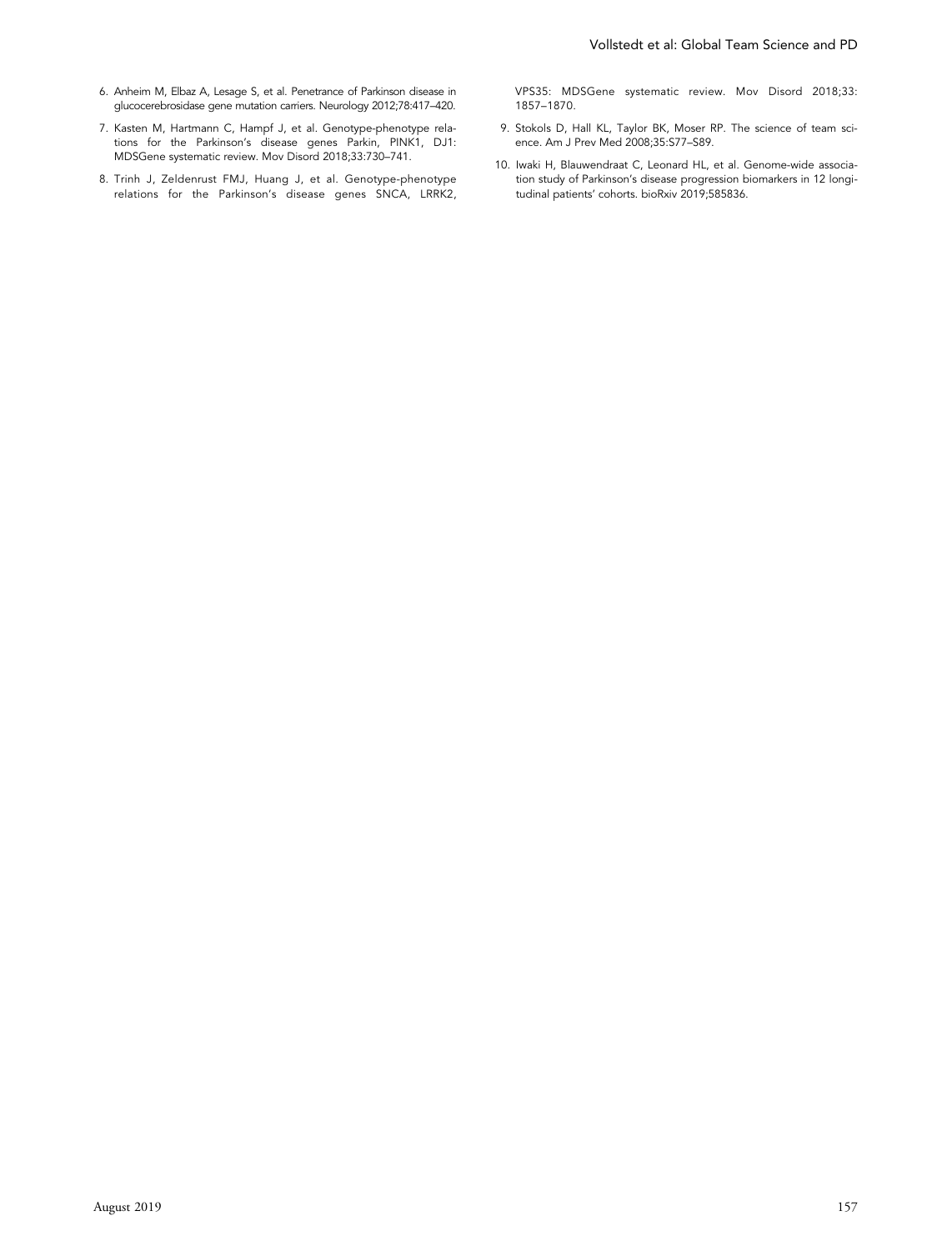6. Anheim M, Elbaz A, Lesage S, et al. Penetrance of Parkinson disease in glucocerebrosidase gene mutation carriers. Neurology 2012;78:417–420.
7. Kasten M, Hartmann C, Hampf J, et al. Genotype-phenotype relations for the Parkinson's disease genes Parkin, PINK1, DJ1: MDSGene systematic review. Mov Disord 2018;33:730–741.
8. Trinh J, Zeldenrust FMJ, Huang J, et al. Genotype-phenotype relations for the Parkinson's disease genes SNCA, LRRK2, VPS35: MDSGene systematic review. Mov Disord 2018;33: 1857–1870.
9. Stokols D, Hall KL, Taylor BK, Moser RP. The science of team science. Am J Prev Med 2008;35:S77–S89.
10. Iwaki H, Blauwendraat C, Leonard HL, et al. Genome-wide association study of Parkinson's disease progression biomarkers in 12 longitudinal patients' cohorts. bioRxiv 2019;585836.